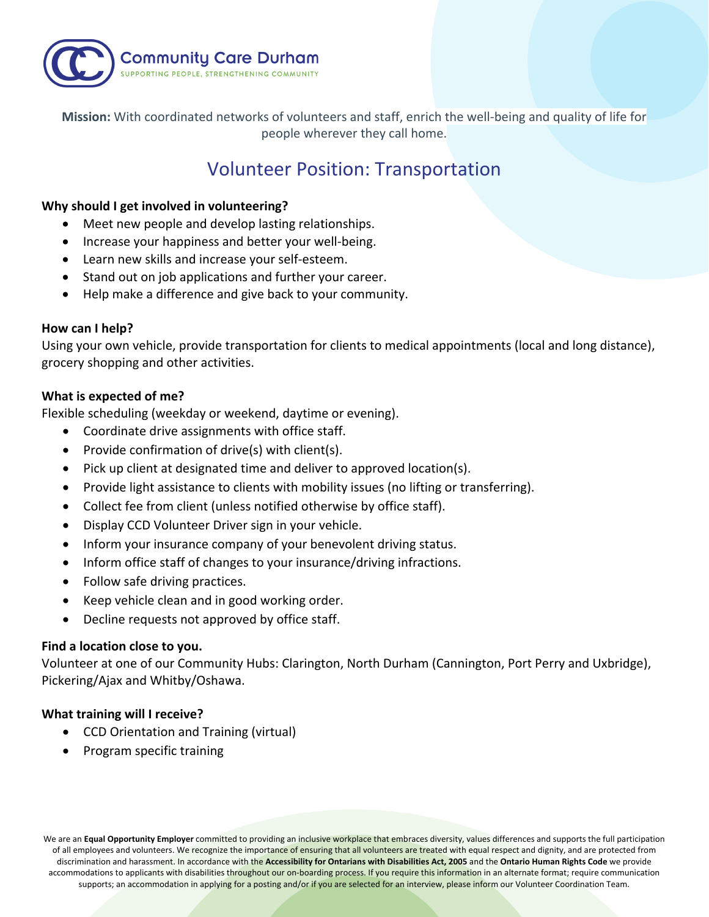Community Care Durham

SUPPORTING PEOPLE, STRENGTHENING COMMUNITY

**Mission:** With coordinated networks of volunteers and staff, enrich the well-being and quality of life for people wherever they call home.

# Volunteer Position: Transportation

**Why should I get involved in volunteering?**

- Meet new people and develop lasting relationships.
- Increase your happiness and better your well-being.
- Learn new skills and increase your self-esteem.
- Stand out on job applications and further your career.
- Help make a difference and give back to your community.

**How can I help?**

Using your own vehicle, provide transportation for clients to medical appointments (local and long distance), grocery shopping and other activities.

**What is expected of me?**

Flexible scheduling (weekday or weekend, daytime or evening).

- Coordinate drive assignments with office staff.
- Provide confirmation of drive(s) with client(s).
- Pick up client at designated time and deliver to approved location(s).
- Provide light assistance to clients with mobility issues (no lifting or transferring).
- Collect fee from client (unless notified otherwise by office staff).
- Display CCD Volunteer Driver sign in your vehicle.
- Inform your insurance company of your benevolent driving status.
- Inform office staff of changes to your insurance/driving infractions.
- Follow safe driving practices.
- Keep vehicle clean and in good working order.
- Decline requests not approved by office staff.

**Find a location close to you.**

Volunteer at one of our Community Hubs: Clarington, North Durham (Cannington, Port Perry and Uxbridge), Pickering/Ajax and Whitby/Oshawa.

**What training will I receive?**

- CCD Orientation and Training (virtual)
- Program specific training

We are an **Equal Opportunity Employer** committed to providing an inclusive workplace that embraces diversity, values differences and supports the full participation of all employees and volunteers. We recognize the importance of ensuring that all volunteers are treated with equal respect and dignity, and are protected from discrimination and harassment. In accordance with the **Accessibility for Ontarians with Disabilities Act, 2005** and the **Ontario Human Rights Code** we provide accommodations to applicants with disabilities throughout our on-boarding process. If you require this information in an alternate format; require communication supports; an accommodation in applying for a posting and/or if you are selected for an interview, please inform our Volunteer Coordination Team.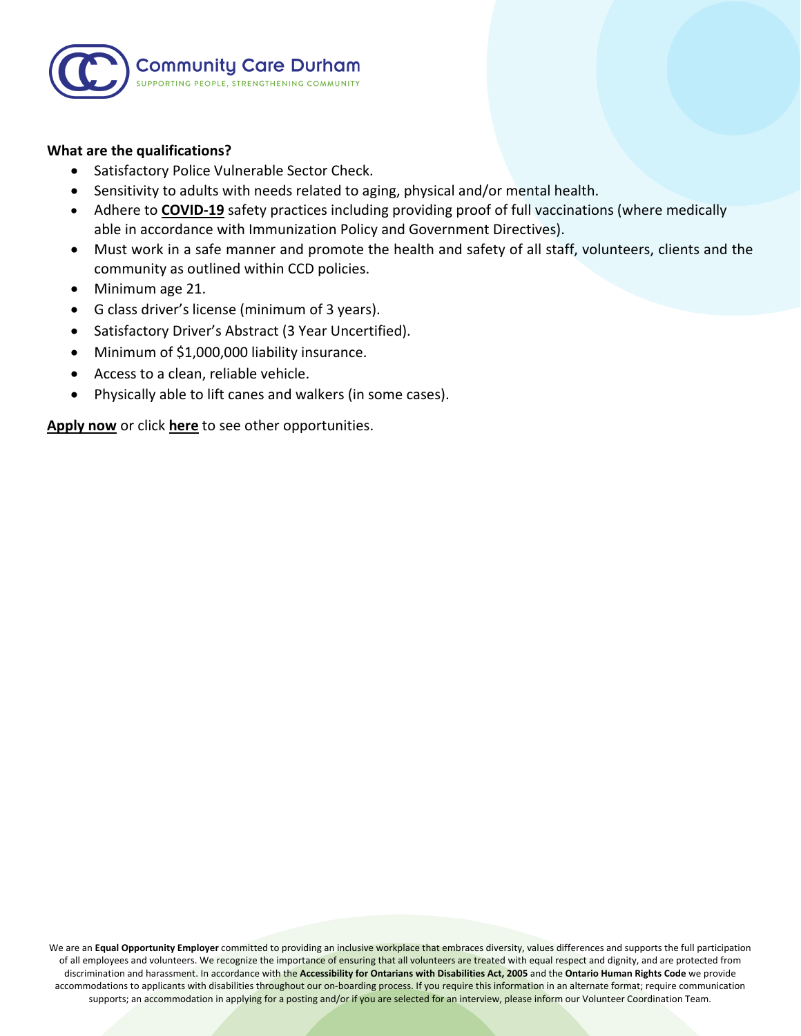**What are the qualifications?**

- Satisfactory Police Vulnerable Sector Check.
- Sensitivity to adults with needs related to aging, physical and/or mental health.
- Adhere to **COVID-19** safety practices including providing proof of full vaccinations (where medically able in accordance with Immunization Policy and Government Directives).
- Must work in a safe manner and promote the health and safety of all staff, volunteers, clients and the community as outlined within CCD policies.
- Minimum age 21.
- G class driver's license (minimum of 3 years).
- Satisfactory Driver's Abstract (3 Year Uncertified).
- Minimum of $1,000,000 liability insurance.
- Access to a clean, reliable vehicle.
- Physically able to lift canes and walkers (in some cases).

**Apply now** or click **here** to see other opportunities.

We are an **Equal Opportunity Employer** committed to providing an inclusive workplace that embraces diversity, values differences and supports the full participation of all employees and volunteers. We recognize the importance of ensuring that all volunteers are treated with equal respect and dignity, and are protected from discrimination and harassment. In accordance with the **Accessibility for Ontarians with Disabilities Act, 2005** and the **Ontario Human Rights Code** we provide accommodations to applicants with disabilities throughout our on-boarding process. If you require this information in an alternate format; require communication supports; an accommodation in applying for a posting and/or if you are selected for an interview, please inform our Volunteer Coordination Team.